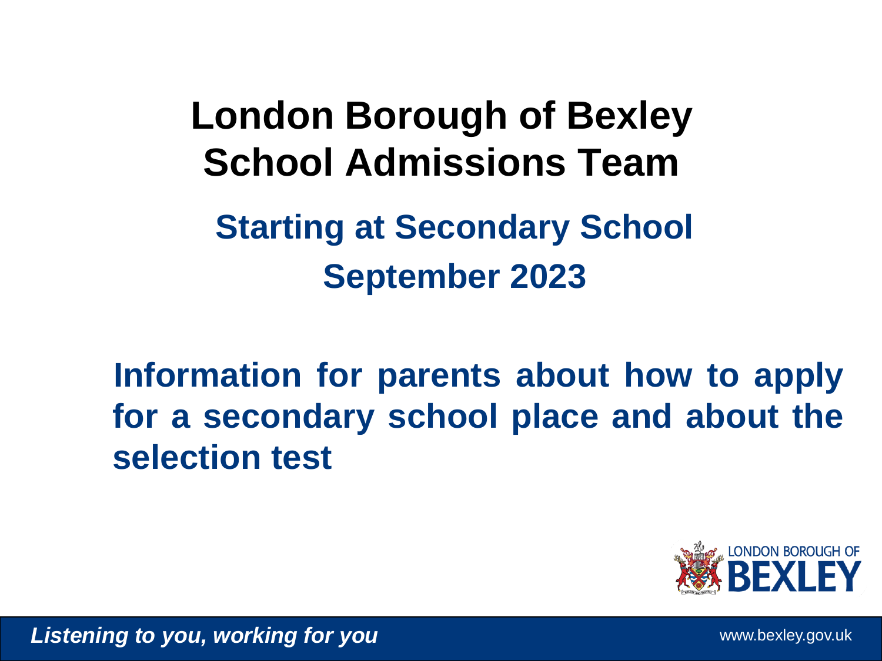# London Borough of Bexley School Admissions Team

## Starting at Secondary School September 2023

**Information for parents about how to apply for a secondary school place and about the selection test**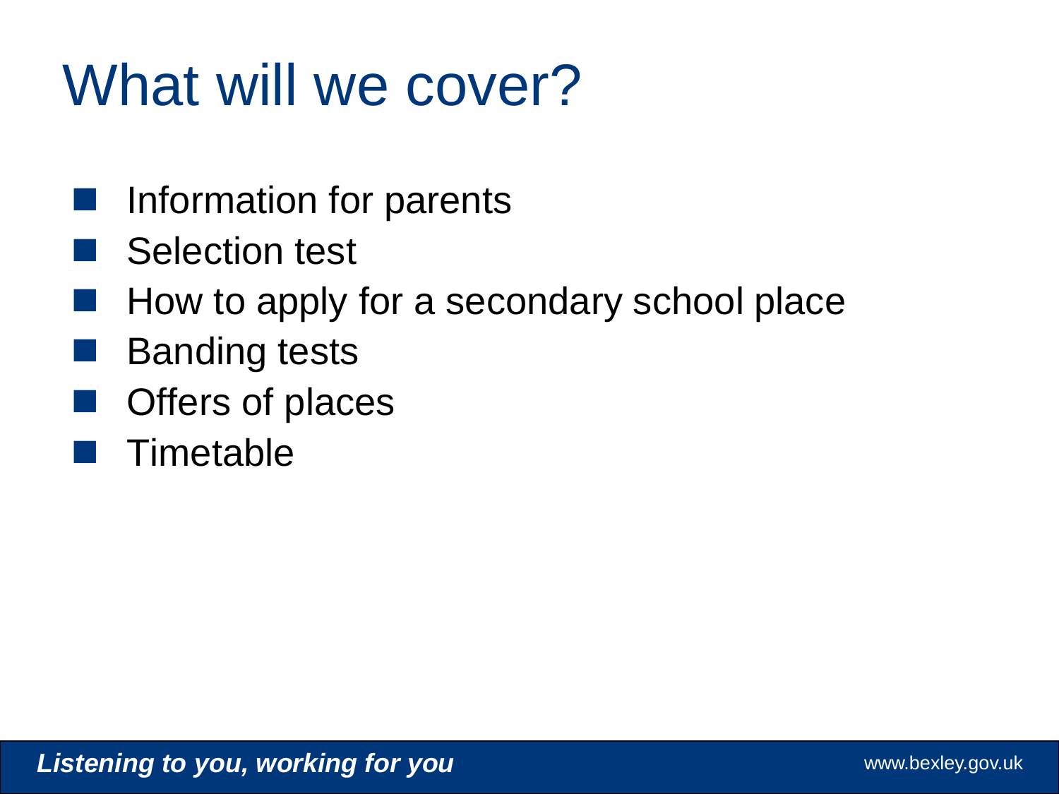# What will we cover?

- Information for parents
- Selection test
- How to apply for a secondary school place
- Banding tests
- Offers of places
- Timetable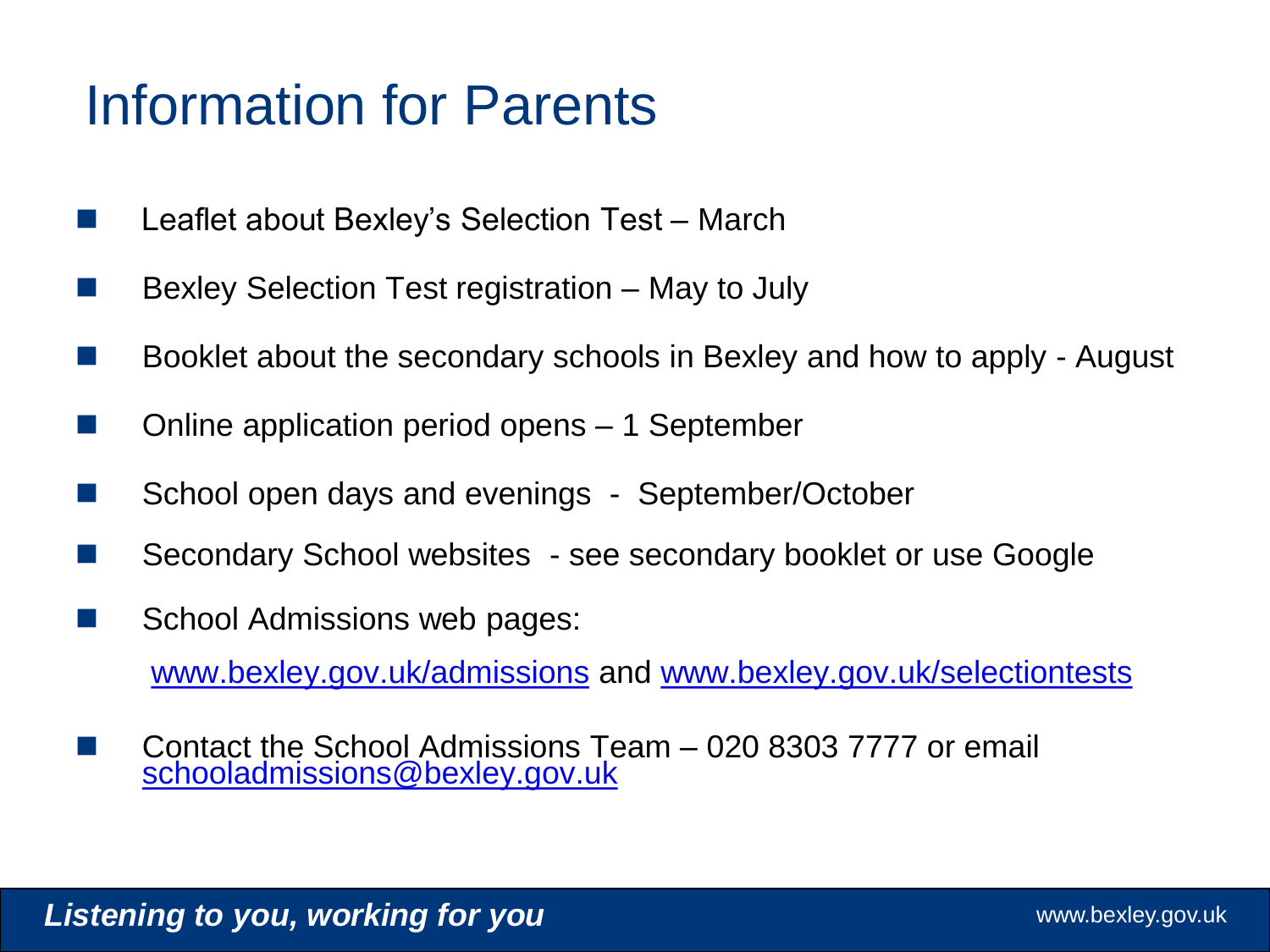# Information for Parents

- Leaflet about Bexley's Selection Test – March
- Bexley Selection Test registration – May to July
- Booklet about the secondary schools in Bexley and how to apply - August
- Online application period opens – 1 September
- School open days and evenings - September/October
- Secondary School websites - see secondary booklet or use Google
- School Admissions web pages:

  www.bexley.gov.uk/admissions and www.bexley.gov.uk/selectiontests

- Contact the School Admissions Team – 020 8303 7777 or email schooladmissions@bexley.gov.uk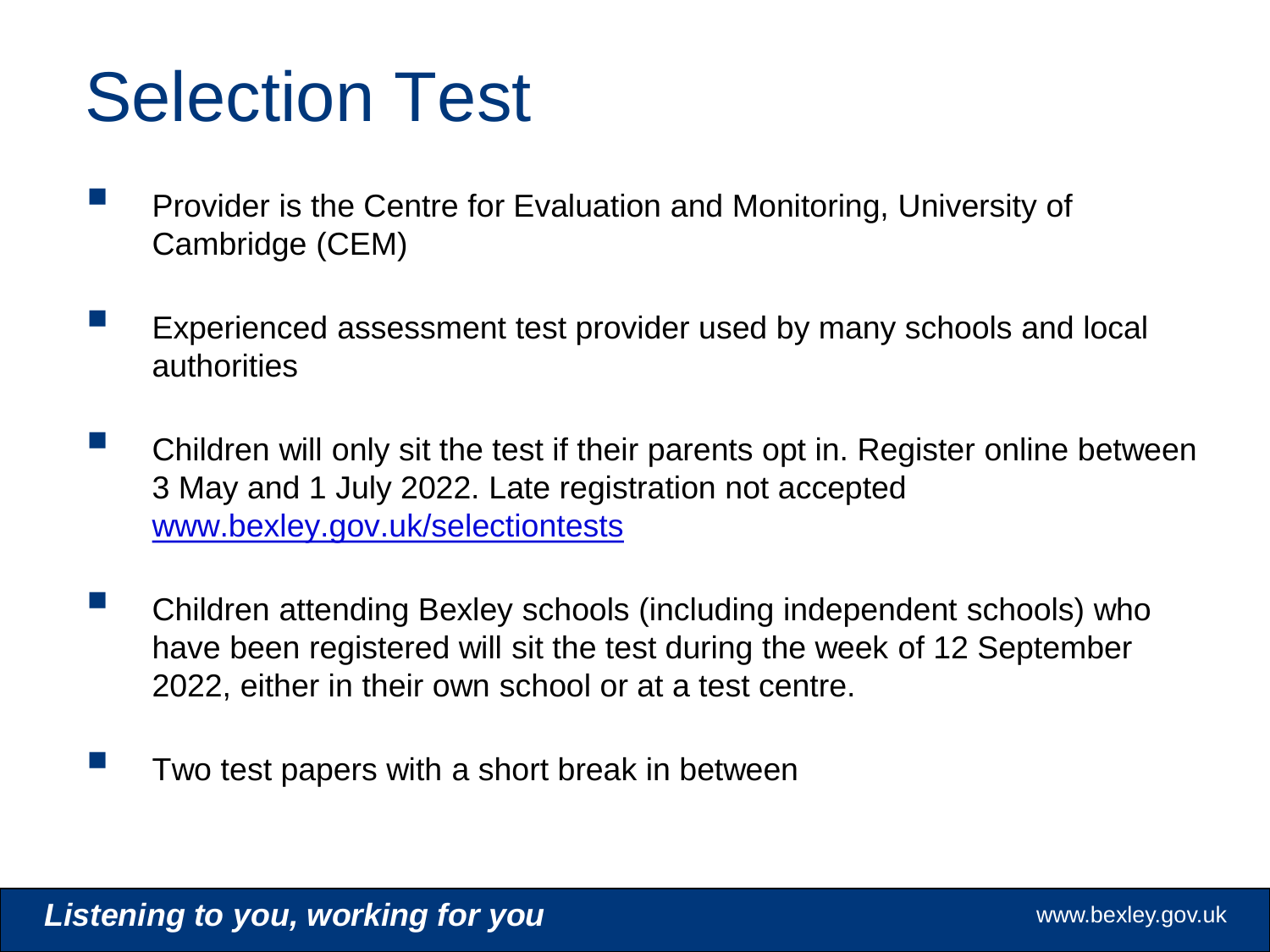# Selection Test

- Provider is the Centre for Evaluation and Monitoring, University of Cambridge (CEM)
- Experienced assessment test provider used by many schools and local authorities
- Children will only sit the test if their parents opt in. Register online between 3 May and 1 July 2022. Late registration not accepted [www.bexley.gov.uk/selectiontests](http://www.bexley.gov.uk/selectiontests)
- Children attending Bexley schools (including independent schools) who have been registered will sit the test during the week of 12 September 2022, either in their own school or at a test centre.
- Two test papers with a short break in between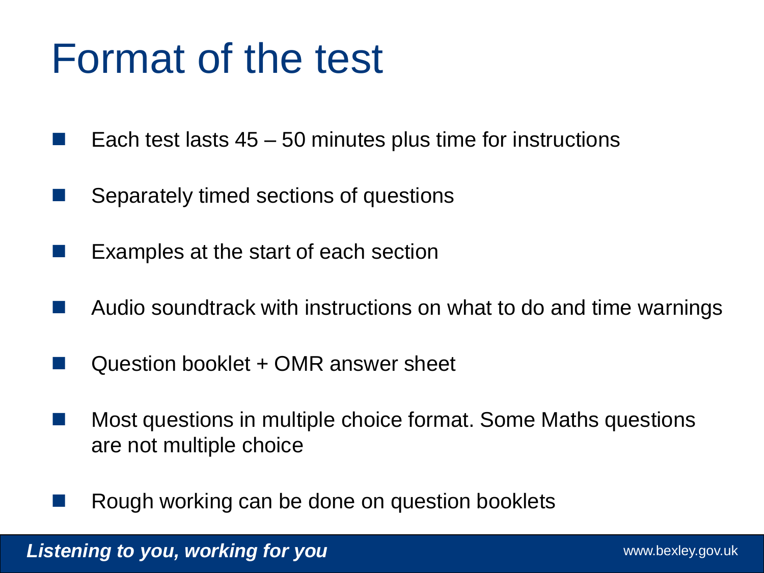# Format of the test

- Each test lasts 45 – 50 minutes plus time for instructions
- Separately timed sections of questions
- Examples at the start of each section
- Audio soundtrack with instructions on what to do and time warnings
- Question booklet + OMR answer sheet
- Most questions in multiple choice format. Some Maths questions are not multiple choice
- Rough working can be done on question booklets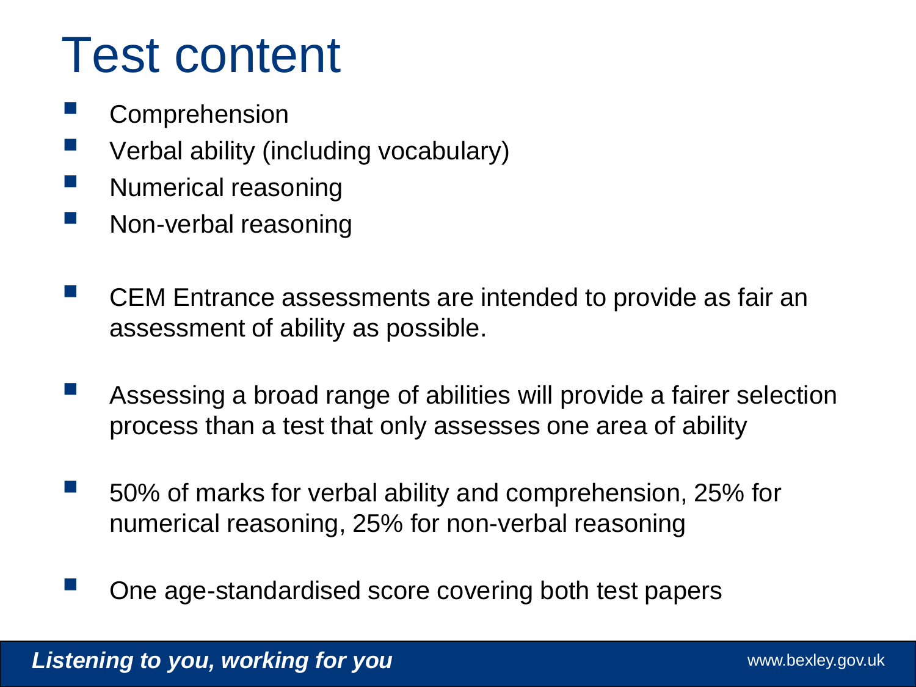# Test content

- Comprehension
- Verbal ability (including vocabulary)
- Numerical reasoning
- Non-verbal reasoning

- CEM Entrance assessments are intended to provide as fair an assessment of ability as possible.

- Assessing a broad range of abilities will provide a fairer selection process than a test that only assesses one area of ability

- 50% of marks for verbal ability and comprehension, 25% for numerical reasoning, 25% for non-verbal reasoning

- One age-standardised score covering both test papers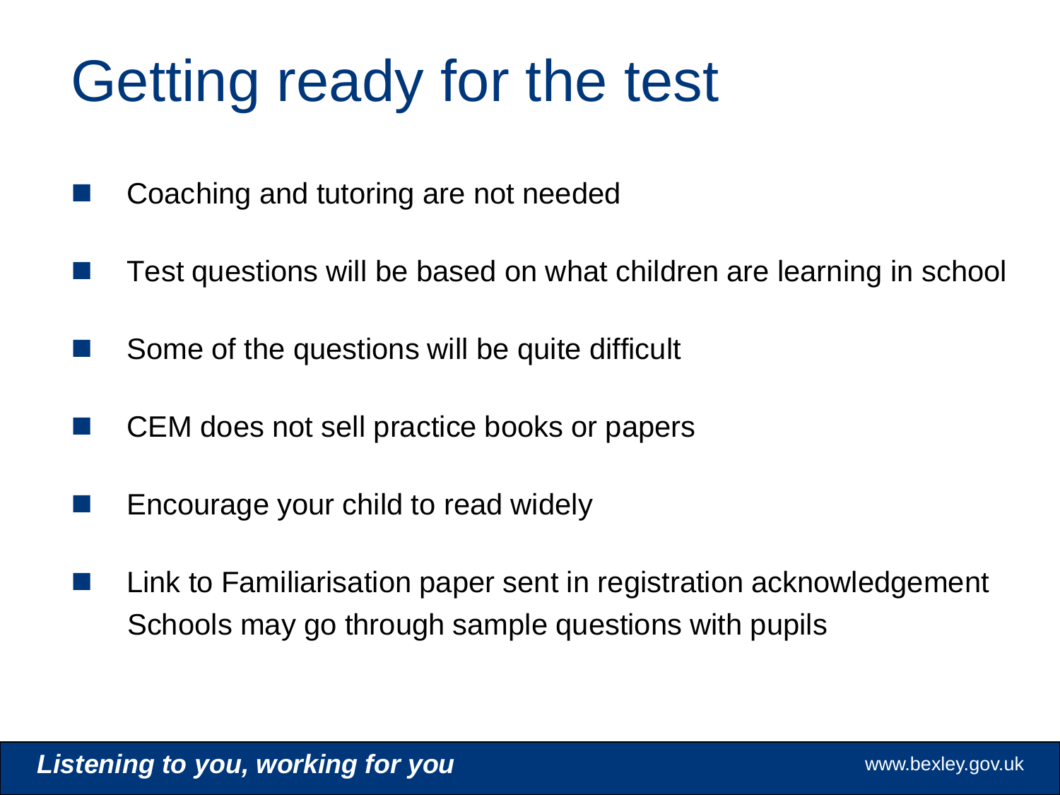# Getting ready for the test

- Coaching and tutoring are not needed
- Test questions will be based on what children are learning in school
- Some of the questions will be quite difficult
- CEM does not sell practice books or papers
- Encourage your child to read widely
- Link to Familiarisation paper sent in registration acknowledgement
  Schools may go through sample questions with pupils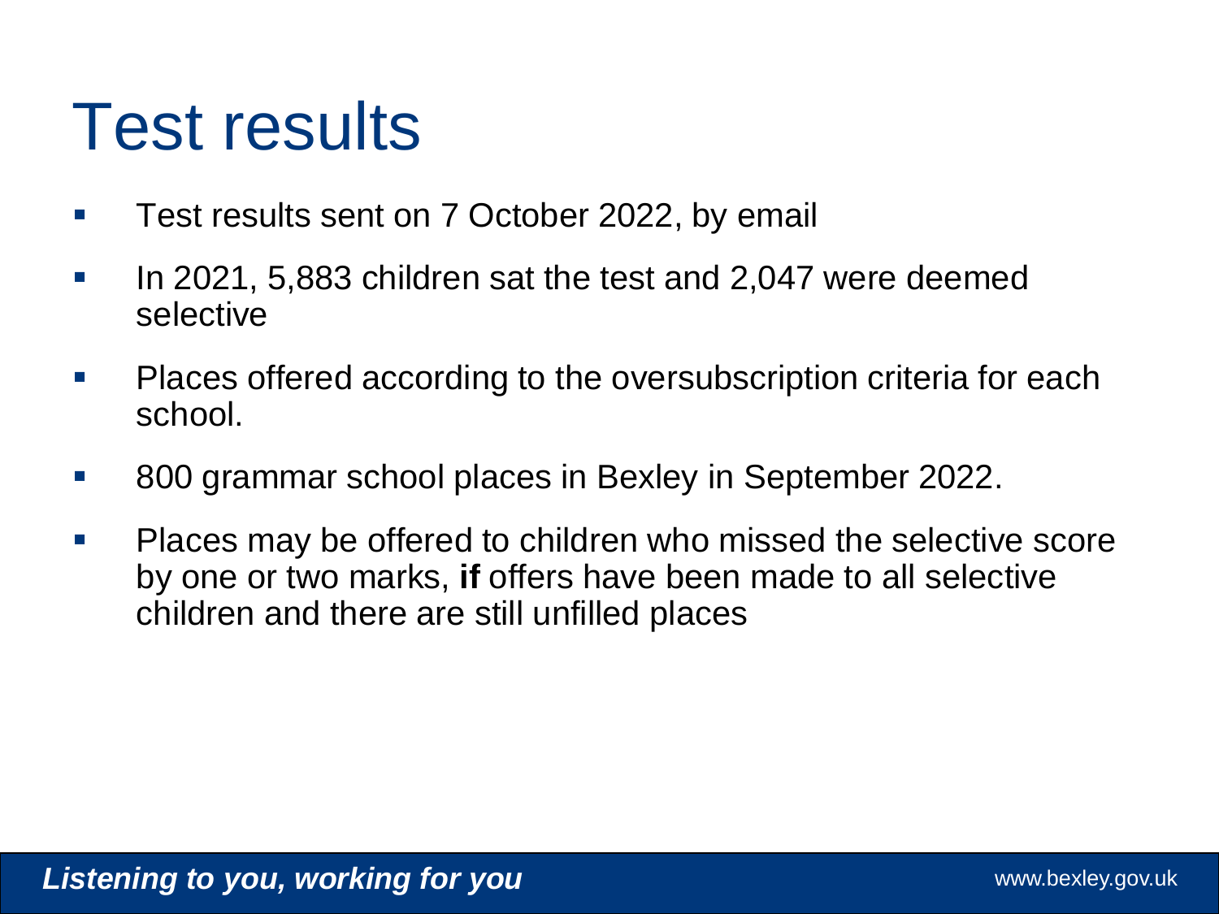# Test results

- Test results sent on 7 October 2022, by email
- In 2021, 5,883 children sat the test and 2,047 were deemed selective
- Places offered according to the oversubscription criteria for each school.
- 800 grammar school places in Bexley in September 2022.
- Places may be offered to children who missed the selective score by one or two marks, **if** offers have been made to all selective children and there are still unfilled places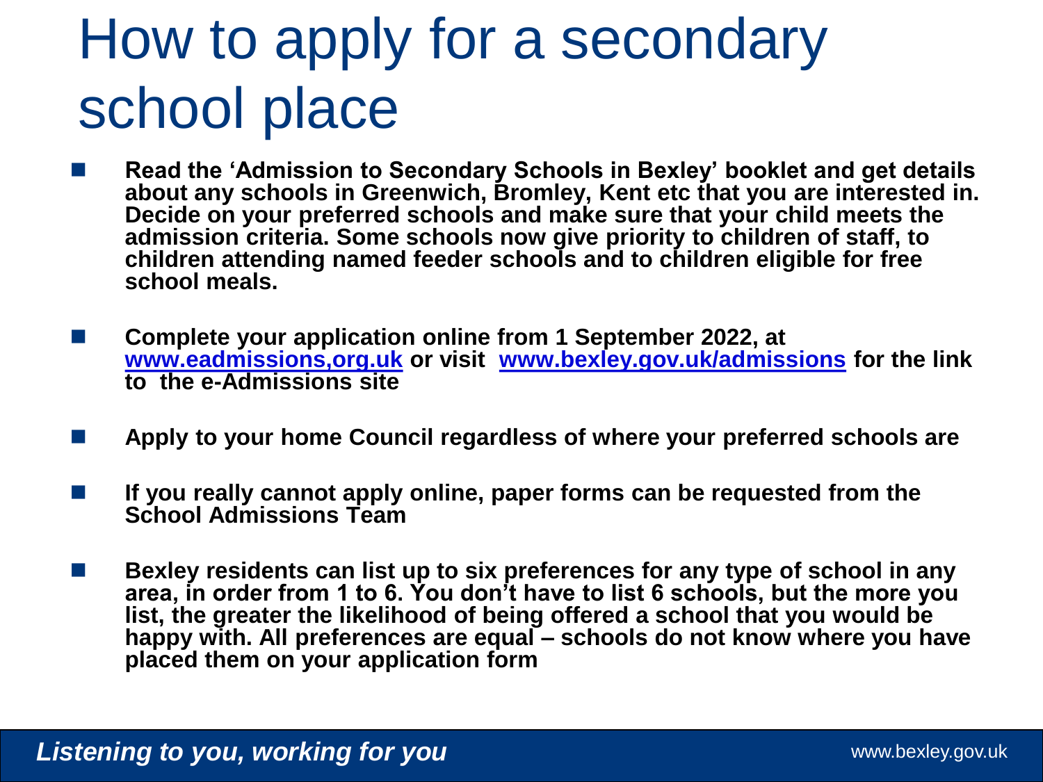# How to apply for a secondary school place

- **Read the 'Admission to Secondary Schools in Bexley' booklet and get details about any schools in Greenwich, Bromley, Kent etc that you are interested in. Decide on your preferred schools and make sure that your child meets the admission criteria. Some schools now give priority to children of staff, to children attending named feeder schools and to children eligible for free school meals.**

- **Complete your application online from 1 September 2022, at [www.eadmissions,org.uk](www.eadmissions,org.uk) or visit [www.bexley.gov.uk/admissions](www.bexley.gov.uk/admissions) for the link to the e-Admissions site**

- **Apply to your home Council regardless of where your preferred schools are**

- **If you really cannot apply online, paper forms can be requested from the School Admissions Team**

- **Bexley residents can list up to six preferences for any type of school in any area, in order from 1 to 6. You don't have to list 6 schools, but the more you list, the greater the likelihood of being offered a school that you would be happy with. All preferences are equal – schools do not know where you have placed them on your application form**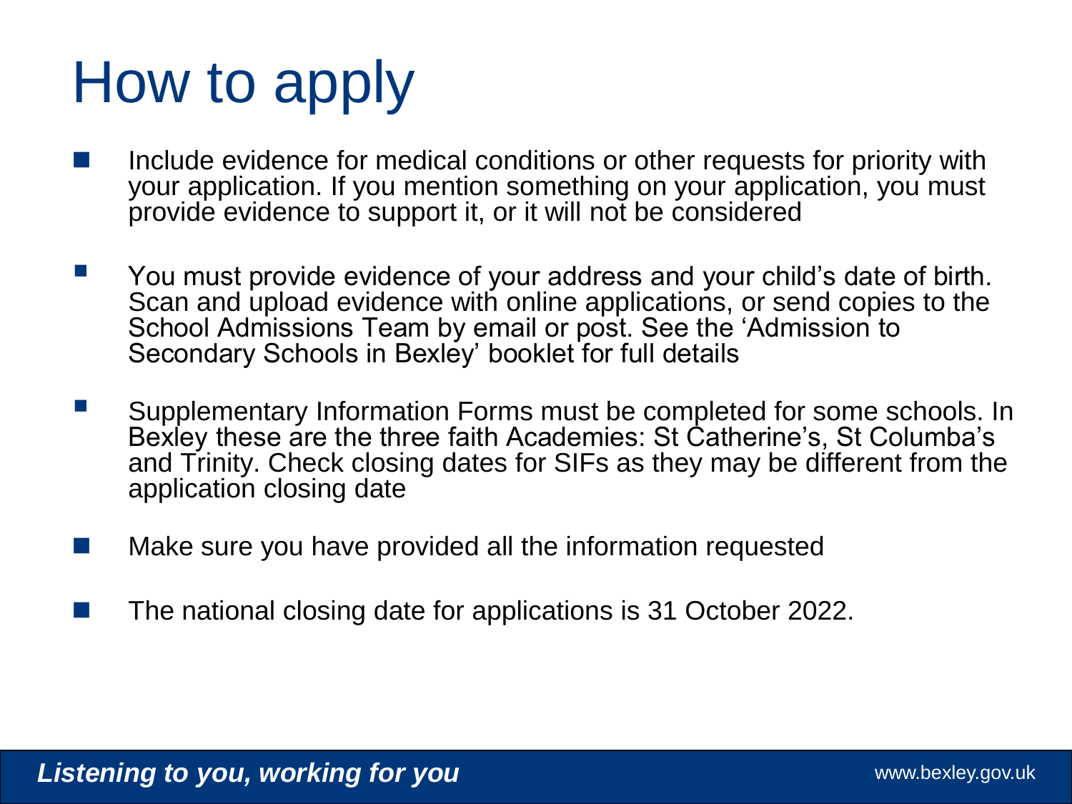# How to apply

- Include evidence for medical conditions or other requests for priority with your application. If you mention something on your application, you must provide evidence to support it, or it will not be considered
- You must provide evidence of your address and your child's date of birth. Scan and upload evidence with online applications, or send copies to the School Admissions Team by email or post. See the 'Admission to Secondary Schools in Bexley' booklet for full details
- Supplementary Information Forms must be completed for some schools. In Bexley these are the three faith Academies: St Catherine's, St Columba's and Trinity. Check closing dates for SIFs as they may be different from the application closing date
- Make sure you have provided all the information requested
- The national closing date for applications is 31 October 2022.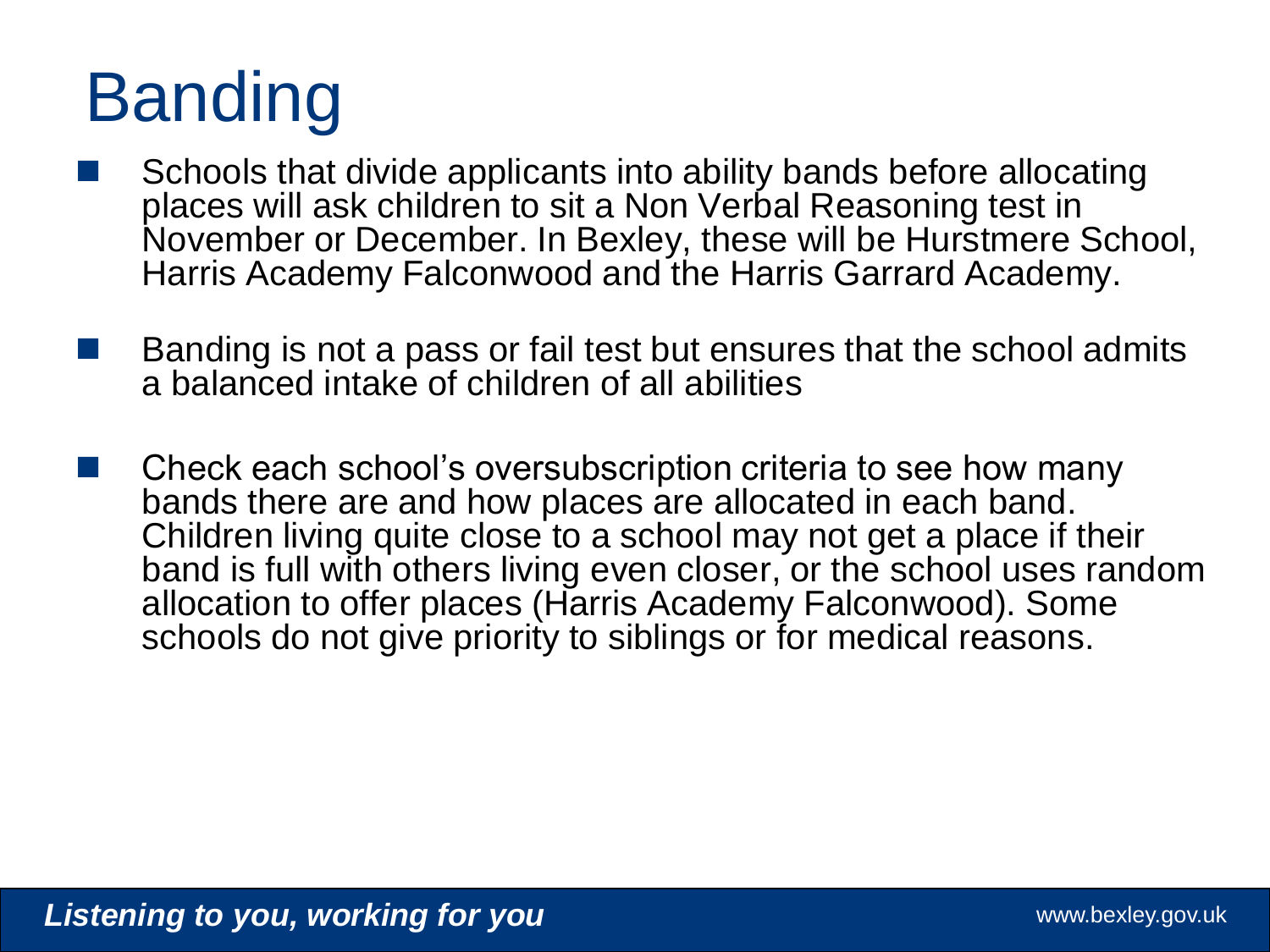# Banding

- Schools that divide applicants into ability bands before allocating places will ask children to sit a Non Verbal Reasoning test in November or December. In Bexley, these will be Hurstmere School, Harris Academy Falconwood and the Harris Garrard Academy.

- Banding is not a pass or fail test but ensures that the school admits a balanced intake of children of all abilities

- Check each school's oversubscription criteria to see how many bands there are and how places are allocated in each band. Children living quite close to a school may not get a place if their band is full with others living even closer, or the school uses random allocation to offer places (Harris Academy Falconwood). Some schools do not give priority to siblings or for medical reasons.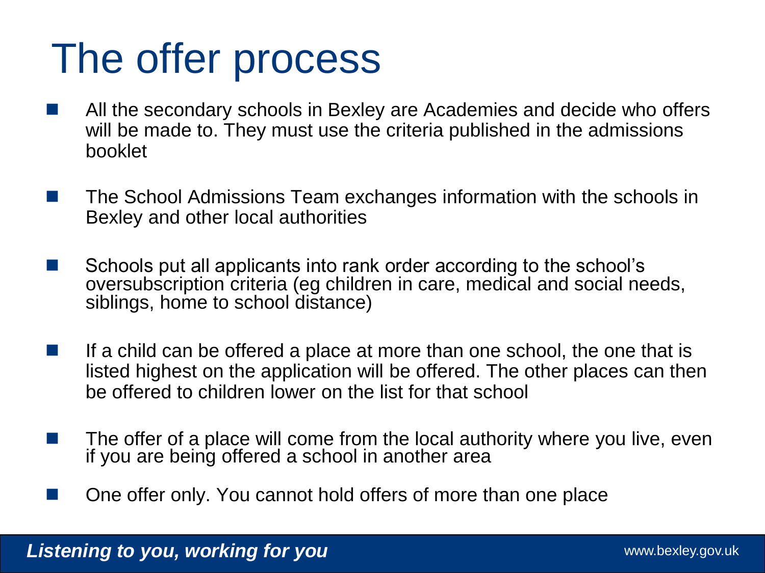# The offer process

- All the secondary schools in Bexley are Academies and decide who offers will be made to. They must use the criteria published in the admissions booklet
- The School Admissions Team exchanges information with the schools in Bexley and other local authorities
- Schools put all applicants into rank order according to the school's oversubscription criteria (eg children in care, medical and social needs, siblings, home to school distance)
- If a child can be offered a place at more than one school, the one that is listed highest on the application will be offered. The other places can then be offered to children lower on the list for that school
- The offer of a place will come from the local authority where you live, even if you are being offered a school in another area
- One offer only. You cannot hold offers of more than one place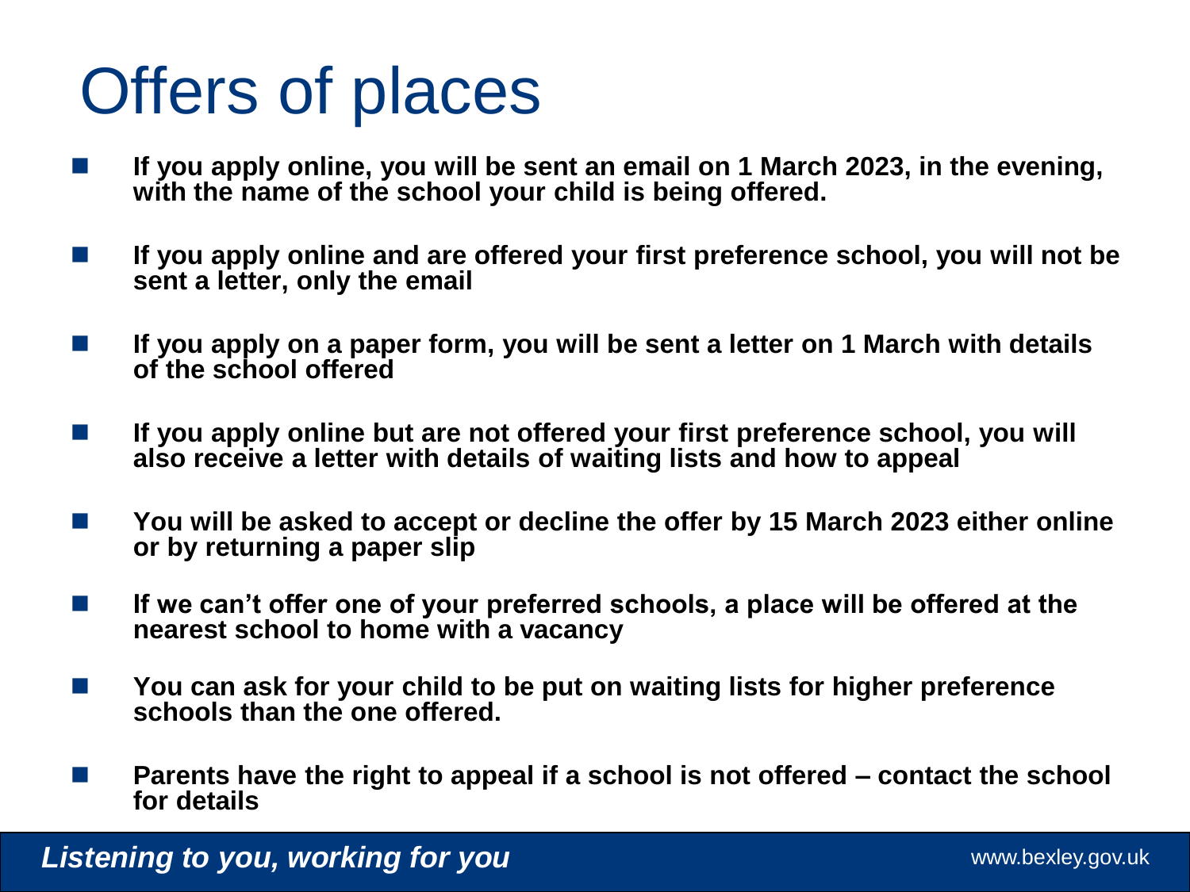# Offers of places

- **If you apply online, you will be sent an email on 1 March 2023, in the evening, with the name of the school your child is being offered.**
- **If you apply online and are offered your first preference school, you will not be sent a letter, only the email**
- **If you apply on a paper form, you will be sent a letter on 1 March with details of the school offered**
- **If you apply online but are not offered your first preference school, you will also receive a letter with details of waiting lists and how to appeal**
- **You will be asked to accept or decline the offer by 15 March 2023 either online or by returning a paper slip**
- **If we can't offer one of your preferred schools, a place will be offered at the nearest school to home with a vacancy**
- **You can ask for your child to be put on waiting lists for higher preference schools than the one offered.**
- **Parents have the right to appeal if a school is not offered – contact the school for details**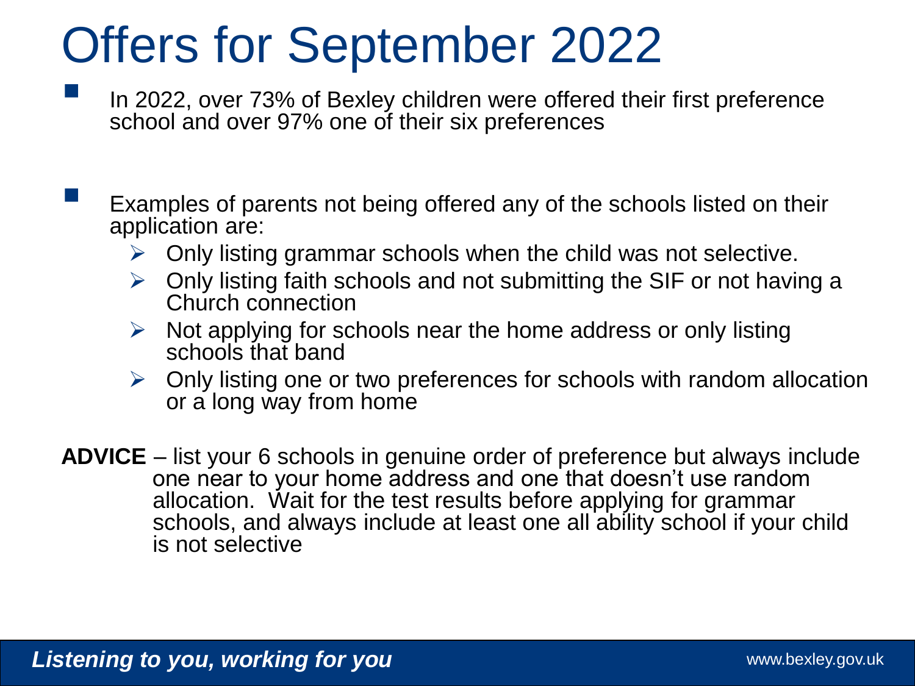# Offers for September 2022

- In 2022, over 73% of Bexley children were offered their first preference school and over 97% one of their six preferences

- Examples of parents not being offered any of the schools listed on their application are:
  - Only listing grammar schools when the child was not selective.
  - Only listing faith schools and not submitting the SIF or not having a Church connection
  - Not applying for schools near the home address or only listing schools that band
  - Only listing one or two preferences for schools with random allocation or a long way from home

**ADVICE** – list your 6 schools in genuine order of preference but always include one near to your home address and one that doesn't use random allocation. Wait for the test results before applying for grammar schools, and always include at least one all ability school if your child is not selective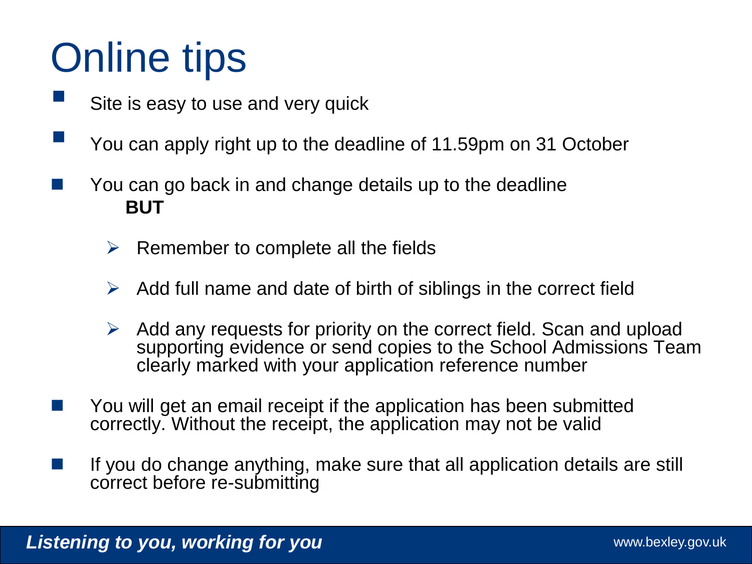# Online tips

- Site is easy to use and very quick
- You can apply right up to the deadline of 11.59pm on 31 October
- You can go back in and change details up to the deadline
  **BUT**
  - Remember to complete all the fields
  - Add full name and date of birth of siblings in the correct field
  - Add any requests for priority on the correct field. Scan and upload supporting evidence or send copies to the School Admissions Team clearly marked with your application reference number
- You will get an email receipt if the application has been submitted correctly. Without the receipt, the application may not be valid
- If you do change anything, make sure that all application details are still correct before re-submitting

***Listening to you, working for you***

www.bexley.gov.uk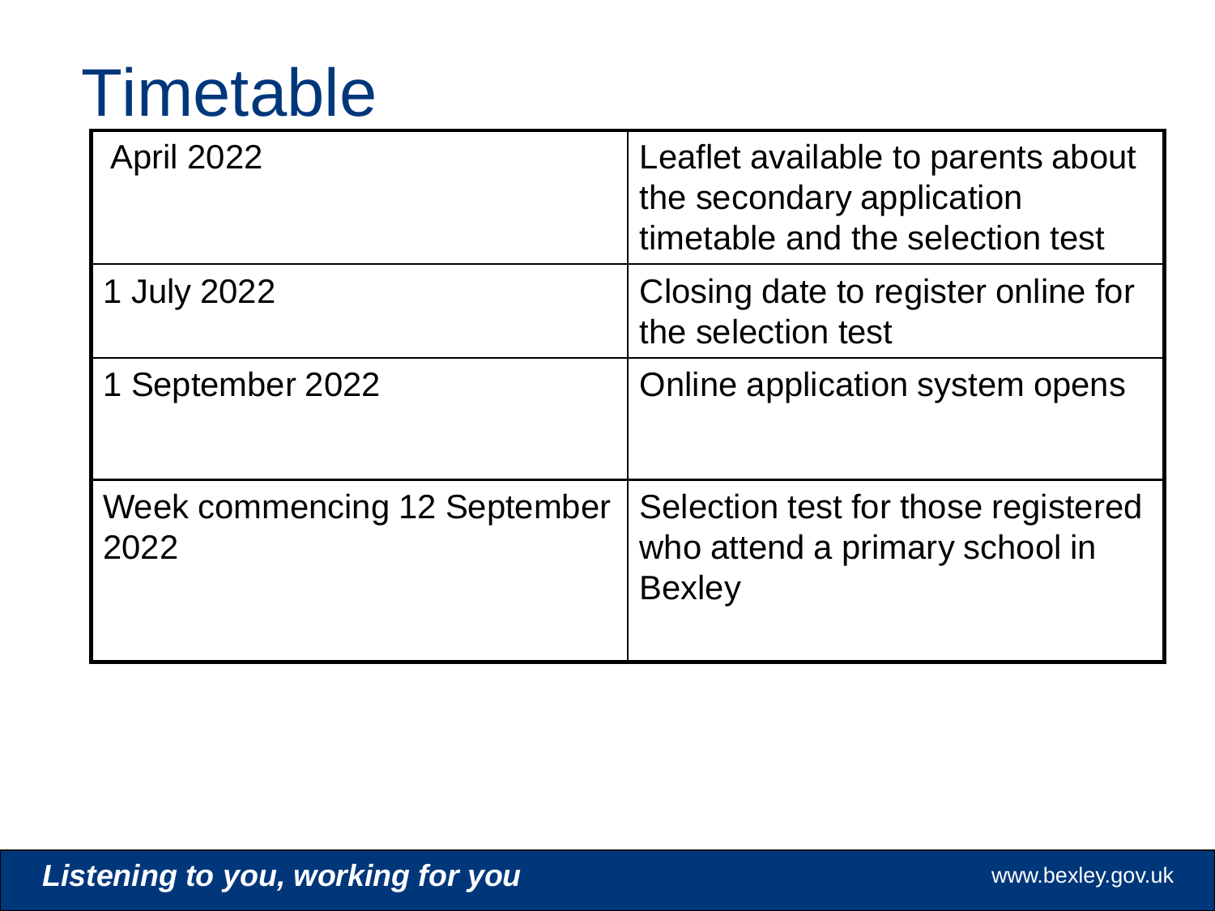# Timetable

| | |
|---|---|
| April 2022 | Leaflet available to parents about the secondary application timetable and the selection test |
| 1 July 2022 | Closing date to register online for the selection test |
| 1 September 2022 | Online application system opens |
| Week commencing 12 September 2022 | Selection test for those registered who attend a primary school in Bexley |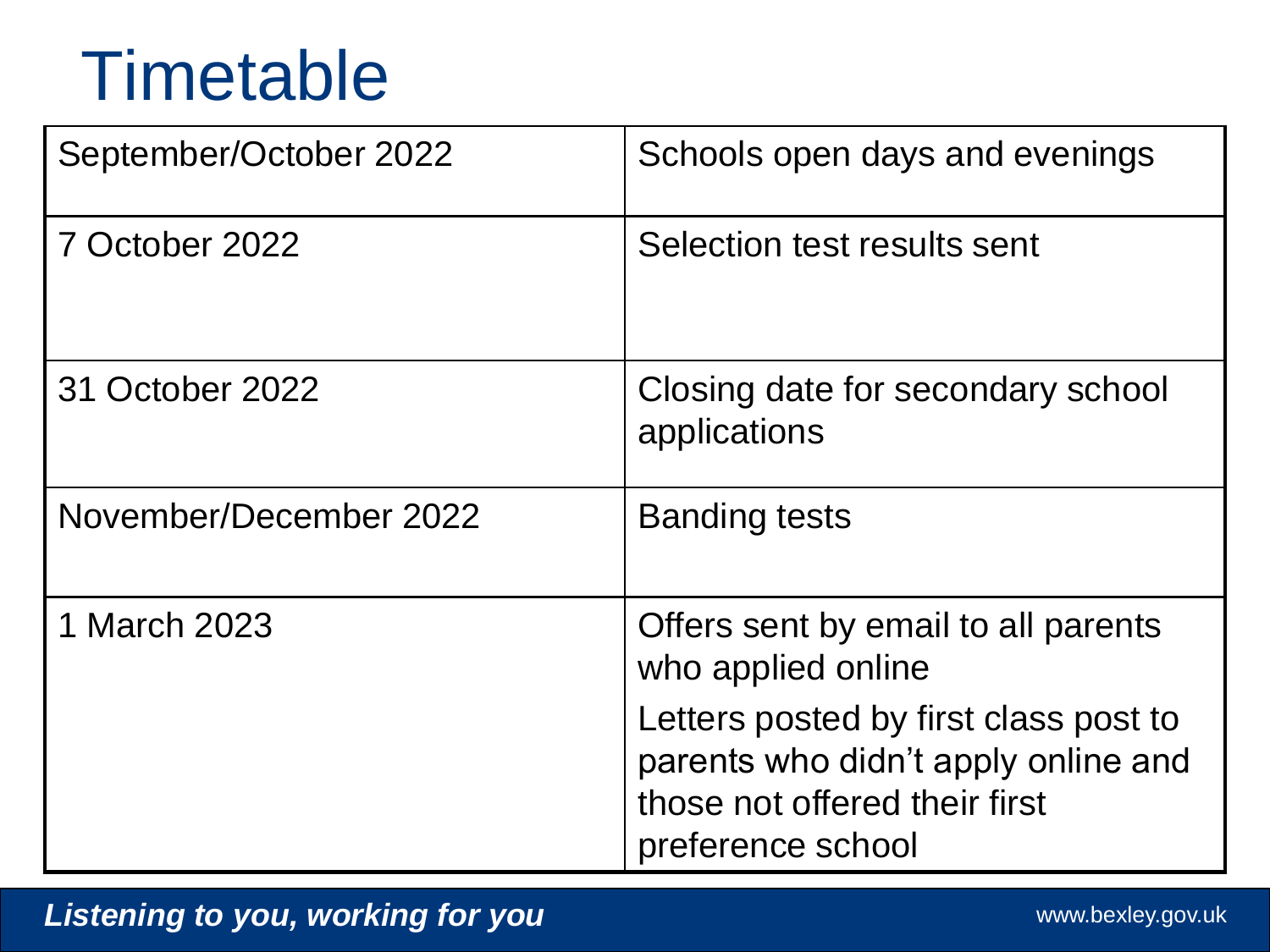# Timetable

| | |
|---|---|
| September/October 2022 | Schools open days and evenings |
| 7 October 2022 | Selection test results sent |
| 31 October 2022 | Closing date for secondary school applications |
| November/December 2022 | Banding tests |
| 1 March 2023 | Offers sent by email to all parents who applied online<br>Letters posted by first class post to parents who didn't apply online and those not offered their first preference school |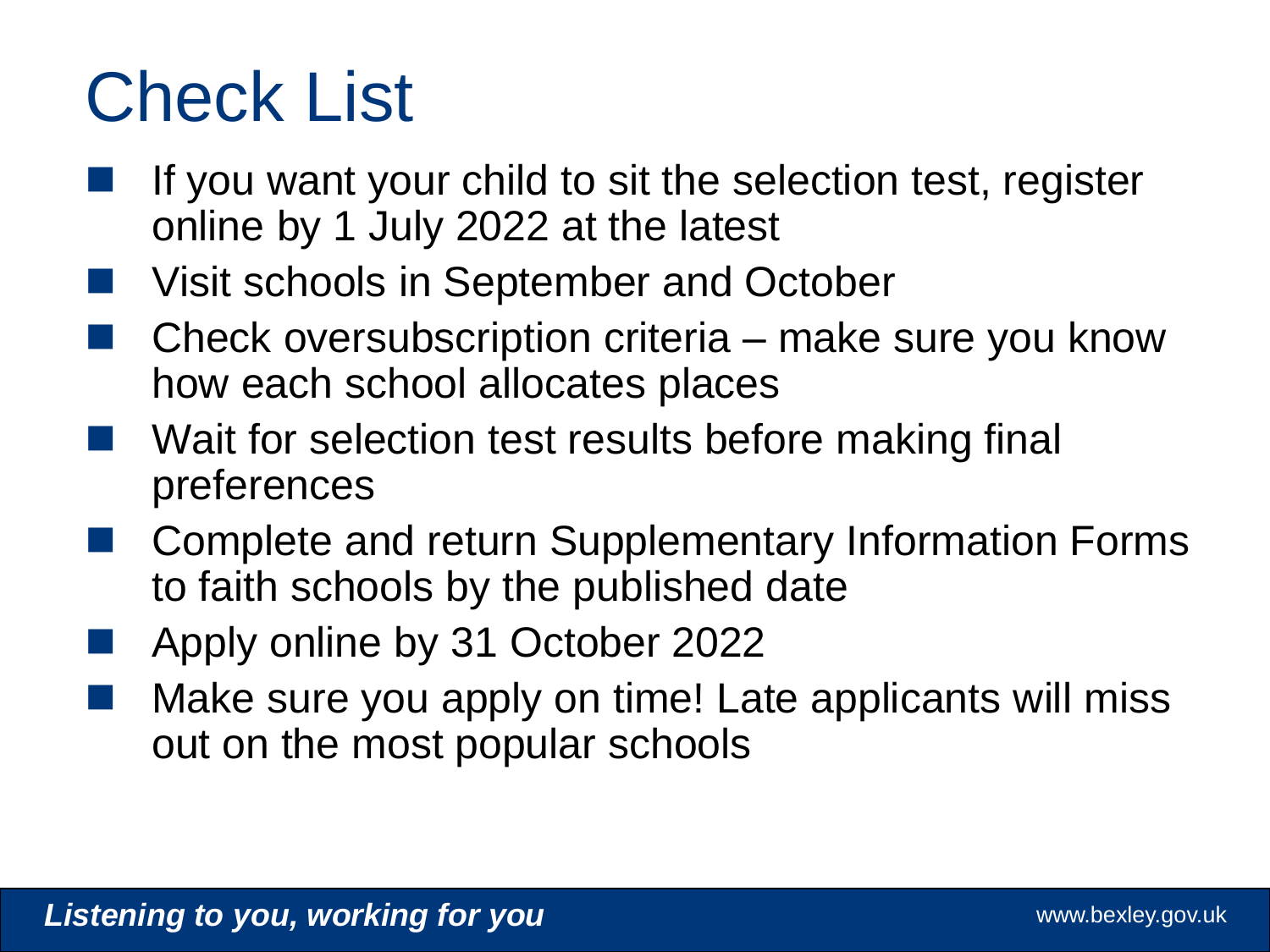# Check List

- If you want your child to sit the selection test, register online by 1 July 2022 at the latest
- Visit schools in September and October
- Check oversubscription criteria – make sure you know how each school allocates places
- Wait for selection test results before making final preferences
- Complete and return Supplementary Information Forms to faith schools by the published date
- Apply online by 31 October 2022
- Make sure you apply on time! Late applicants will miss out on the most popular schools